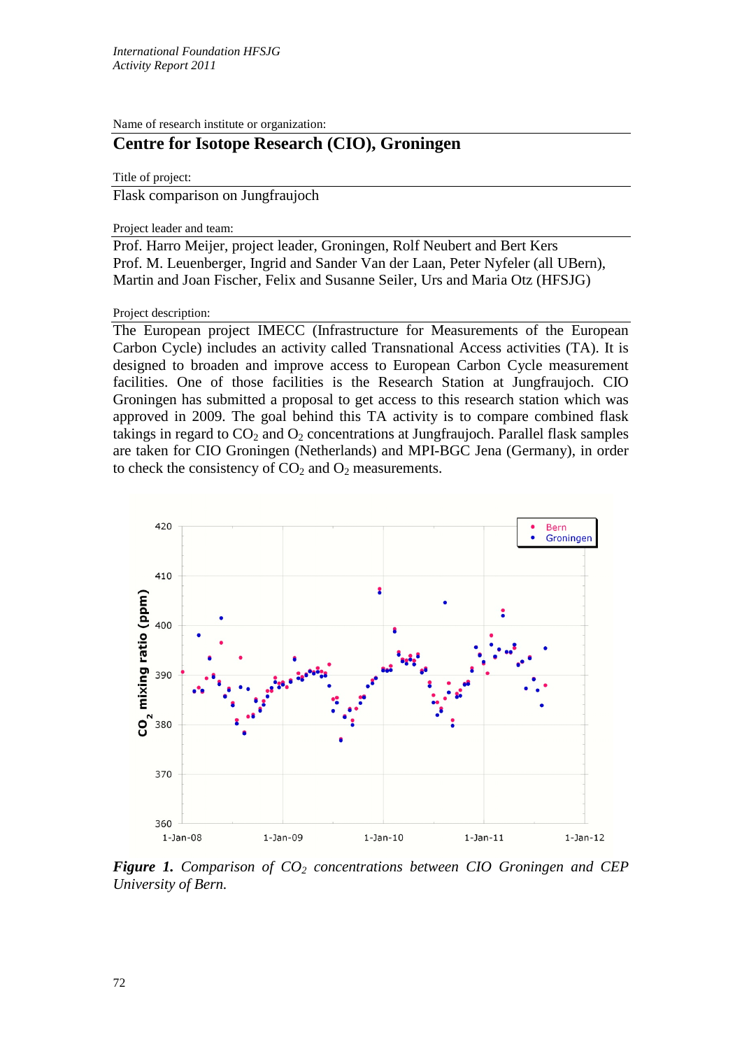Name of research institute or organization:

# Centre for Isotope Research (CIO), Groningen

Title of project:

Flask comparison on Jungfraujoch

Project leader and team:

Prof. Harro Meijer, project leader, Groningen, Rolf Neubert and Bert Kers
Prof. M. Leuenberger, Ingrid and Sander Van der Laan, Peter Nyfeler (all UBern),
Martin and Joan Fischer, Felix and Susanne Seiler, Urs and Maria Otz (HFSJG)

Project description:

The European project IMECC (Infrastructure for Measurements of the European Carbon Cycle) includes an activity called Transnational Access activities (TA). It is designed to broaden and improve access to European Carbon Cycle measurement facilities. One of those facilities is the Research Station at Jungfraujoch. CIO Groningen has submitted a proposal to get access to this research station which was approved in 2009. The goal behind this TA activity is to compare combined flask takings in regard to $CO_2$ and $O_2$ concentrations at Jungfraujoch. Parallel flask samples are taken for CIO Groningen (Netherlands) and MPI-BGC Jena (Germany), in order to check the consistency of $CO_2$ and $O_2$ measurements.

***Figure 1.*** *Comparison of $CO_2$ concentrations between CIO Groningen and CEP University of Bern.*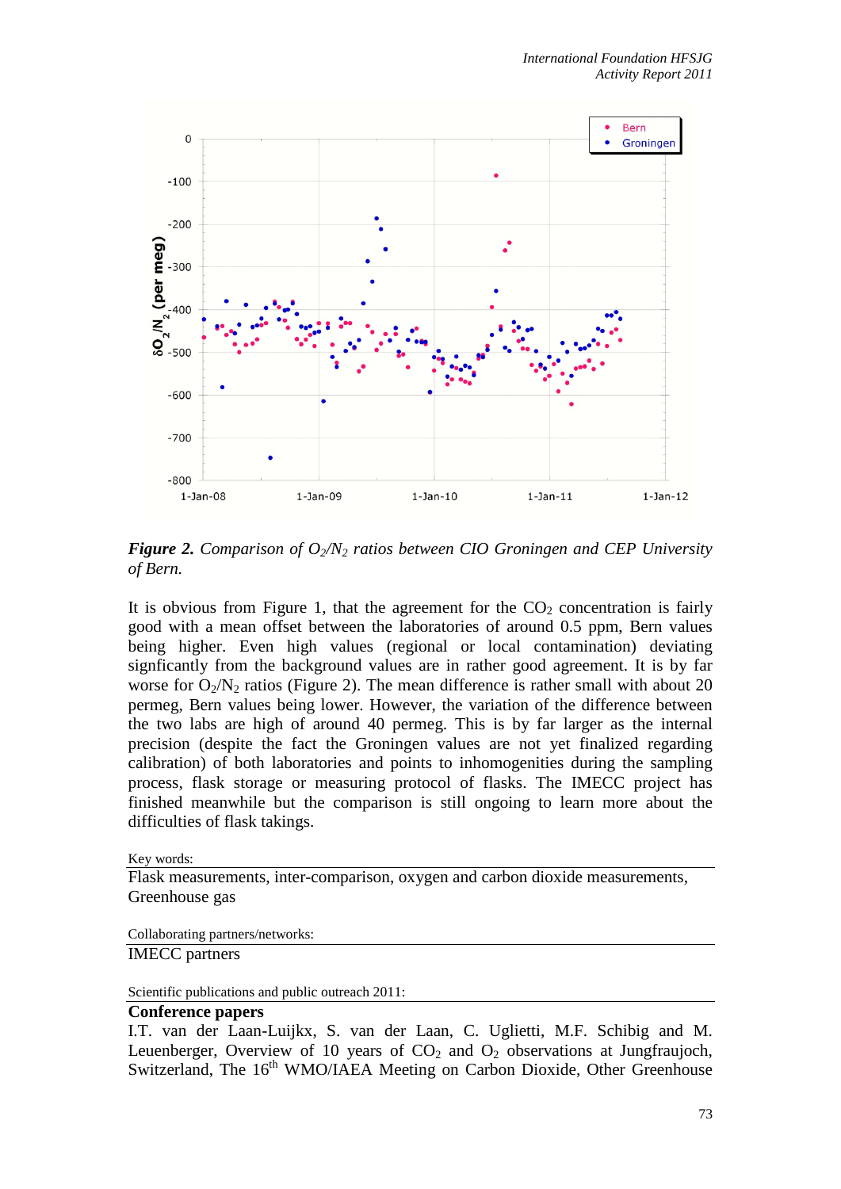*Figure 2. Comparison of $O_2/N_2$ ratios between CIO Groningen and CEP University of Bern.*

It is obvious from Figure 1, that the agreement for the $CO_2$ concentration is fairly good with a mean offset between the laboratories of around 0.5 ppm, Bern values being higher. Even high values (regional or local contamination) deviating signficantly from the background values are in rather good agreement. It is by far worse for $O_2/N_2$ ratios (Figure 2). The mean difference is rather small with about 20 permeg, Bern values being lower. However, the variation of the difference between the two labs are high of around 40 permeg. This is by far larger as the internal precision (despite the fact the Groningen values are not yet finalized regarding calibration) of both laboratories and points to inhomogenities during the sampling process, flask storage or measuring protocol of flasks. The IMECC project has finished meanwhile but the comparison is still ongoing to learn more about the difficulties of flask takings.

Key words:

Flask measurements, inter-comparison, oxygen and carbon dioxide measurements, Greenhouse gas

Collaborating partners/networks:

IMECC partners

Scientific publications and public outreach 2011:

**Conference papers**

I.T. van der Laan-Luijkx, S. van der Laan, C. Uglietti, M.F. Schibig and M. Leuenberger, Overview of 10 years of $CO_2$ and $O_2$ observations at Jungfraujoch, Switzerland, The 16th WMO/IAEA Meeting on Carbon Dioxide, Other Greenhouse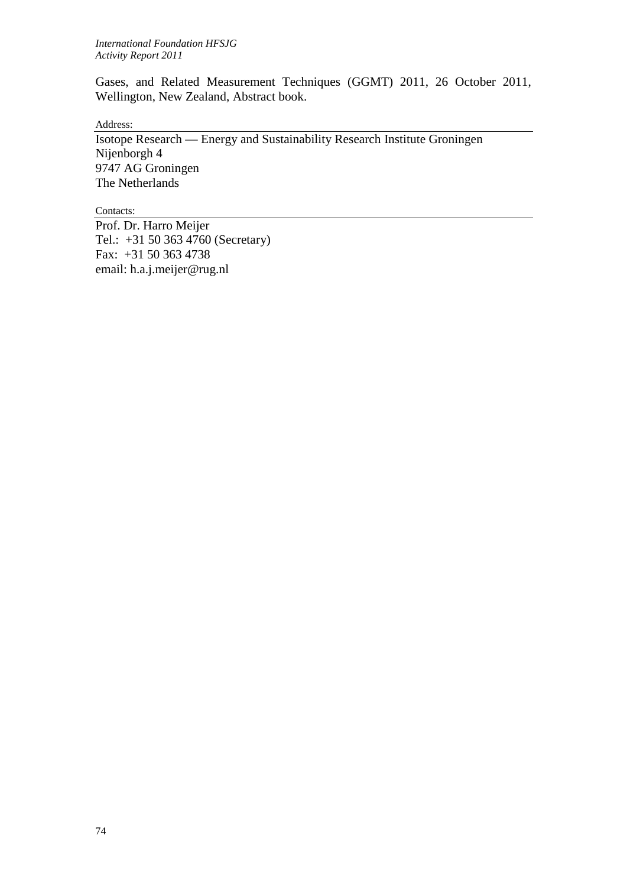Gases, and Related Measurement Techniques (GGMT) 2011, 26 October 2011, Wellington, New Zealand, Abstract book.

Address:

Isotope Research — Energy and Sustainability Research Institute Groningen
Nijenborgh 4
9747 AG Groningen
The Netherlands

Contacts:

Prof. Dr. Harro Meijer
Tel.: +31 50 363 4760 (Secretary)
Fax: +31 50 363 4738
email: h.a.j.meijer@rug.nl